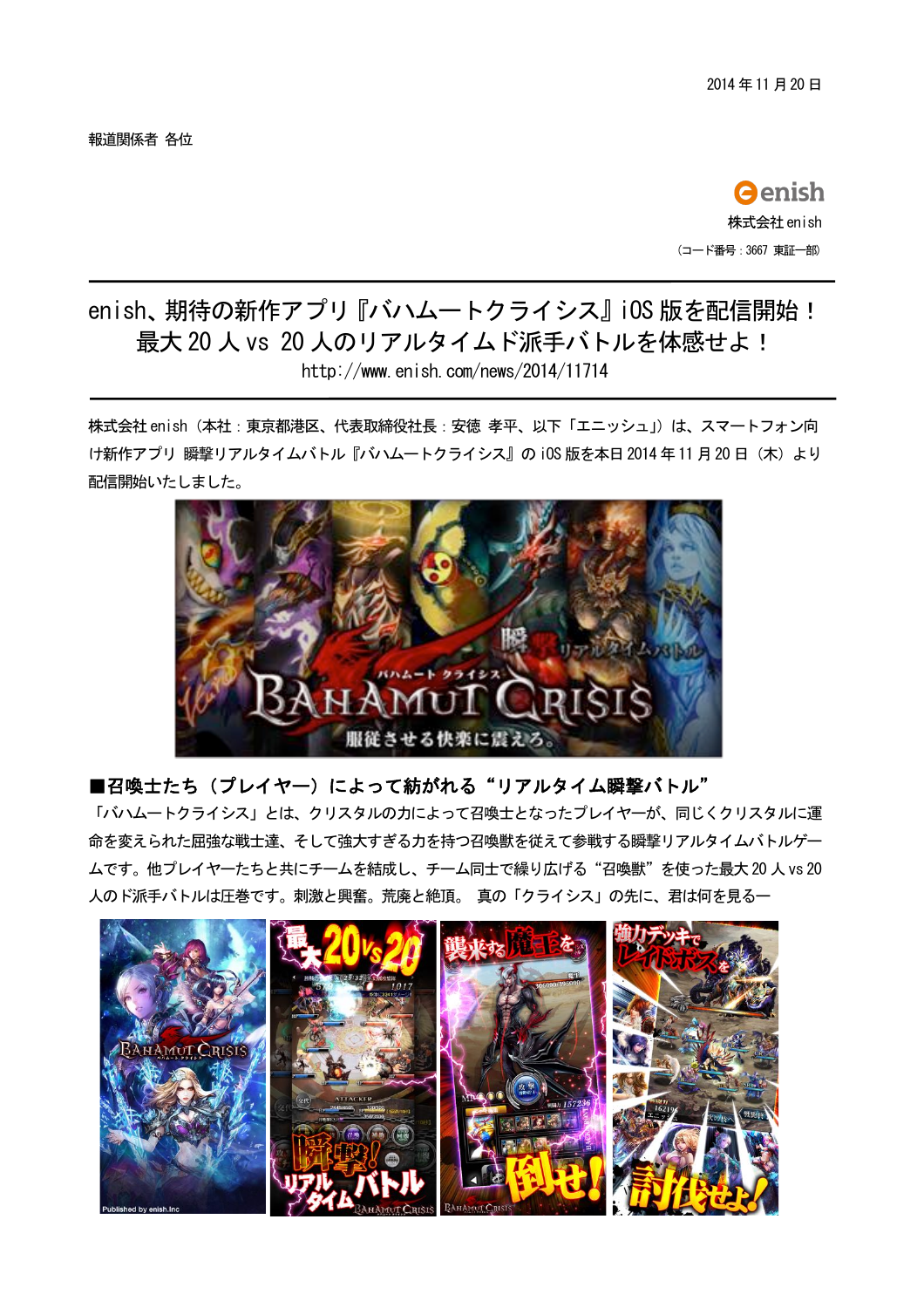2014 年 11 月 20 日

報道関係者 各位

株式会社 enish

（コード番号：3667 東証一部）

# enish、期待の新作アプリ『バハムートクライシス』iOS 版を配信開始！ 最大 20 人 vs 20 人のリアルタイムド派手バトルを体感せよ！

http://www.enish.com/news/2014/11714

株式会社 enish（本社：東京都港区、代表取締役社長：安徳 孝平、以下「エニッシュ」）は、スマートフォン向け新作アプリ 瞬撃リアルタイムバトル『バハムートクライシス』の iOS 版を本日 2014 年 11 月 20 日（木）より配信開始いたしました。

## ■召喚士たち（プレイヤー）によって紡がれる“リアルタイム瞬撃バトル”

「バハムートクライシス」とは、クリスタルの力によって召喚士となったプレイヤーが、同じくクリスタルに運命を変えられた屈強な戦士達、そして強大すぎる力を持つ召喚獣を従えて参戦する瞬撃リアルタイムバトルゲームです。他プレイヤーたちと共にチームを結成し、チーム同士で繰り広げる“召喚獣”を使った最大 20 人 vs 20 人のド派手バトルは圧巻です。刺激と興奮。荒廃と絶頂。 真の「クライシス」の先に、君は何を見る―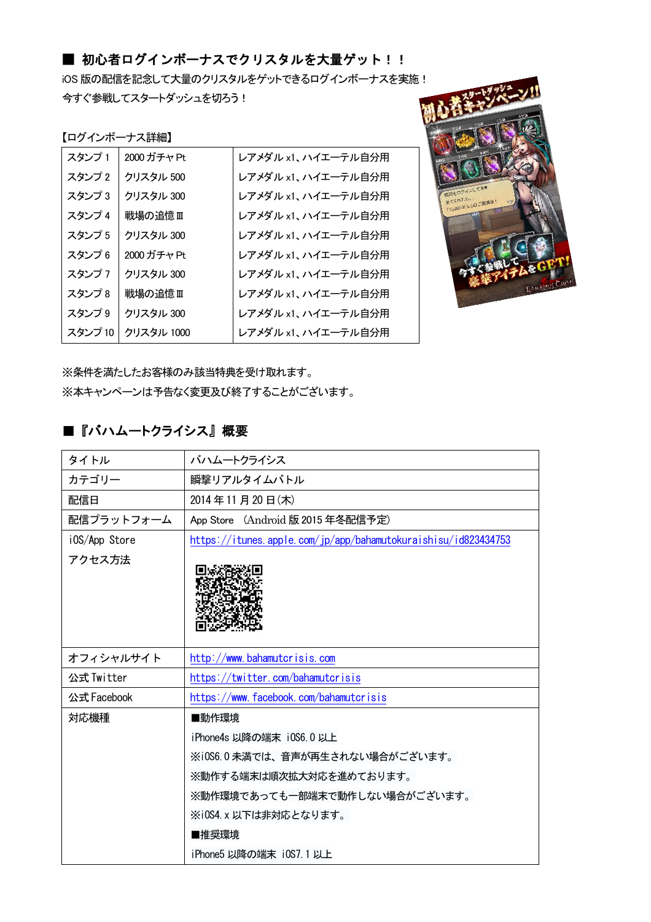## ■ 初心者ログインボーナスでクリスタルを大量ゲット！！

iOS 版の配信を記念して大量のクリスタルをゲットできるログインボーナスを実施！
今すぐ参戦してスタートダッシュを切ろう！

【ログインボーナス詳細】

| スタンプ 1 | 2000 ガチャ Pt | レアメダル x1、ハイエーテル自分用 |
|---|---|---|
| スタンプ 2 | クリスタル 500 | レアメダル x1、ハイエーテル自分用 |
| スタンプ 3 | クリスタル 300 | レアメダル x1、ハイエーテル自分用 |
| スタンプ 4 | 戦場の追憶 Ⅲ | レアメダル x1、ハイエーテル自分用 |
| スタンプ 5 | クリスタル 300 | レアメダル x1、ハイエーテル自分用 |
| スタンプ 6 | 2000 ガチャ Pt | レアメダル x1、ハイエーテル自分用 |
| スタンプ 7 | クリスタル 300 | レアメダル x1、ハイエーテル自分用 |
| スタンプ 8 | 戦場の追憶 Ⅲ | レアメダル x1、ハイエーテル自分用 |
| スタンプ 9 | クリスタル 300 | レアメダル x1、ハイエーテル自分用 |
| スタンプ 10 | クリスタル 1000 | レアメダル x1、ハイエーテル自分用 |

※条件を満たしたお客様のみ該当特典を受け取れます。
※本キャンペーンは予告なく変更及び終了することがございます。

## ■『バハムートクライシス』概要

| タイトル | バハムートクライシス |
|---|---|
| カテゴリー | 瞬撃リアルタイムバトル |
| 配信日 | 2014 年 11 月 20 日(木) |
| 配信プラットフォーム | App Store (Android 版 2015 年冬配信予定) |
| iOS/App Store アクセス方法 | https://itunes.apple.com/jp/app/bahamutokuraishisu/id823434753 |
| オフィシャルサイト | http://www.bahamutcrisis.com |
| 公式 Twitter | https://twitter.com/bahamutcrisis |
| 公式 Facebook | https://www.facebook.com/bahamutcrisis |
| 対応機種 | ■動作環境<br>iPhone4s 以降の端末 iOS6.0 以上<br>※iOS6.0 未満では、音声が再生されない場合がございます。<br>※動作する端末は順次拡大対応を進めております。<br>※動作環境であっても一部端末で動作しない場合がございます。<br>※iOS4.x 以下は非対応となります。<br>■推奨環境<br>iPhone5 以降の端末 iOS7.1 以上 |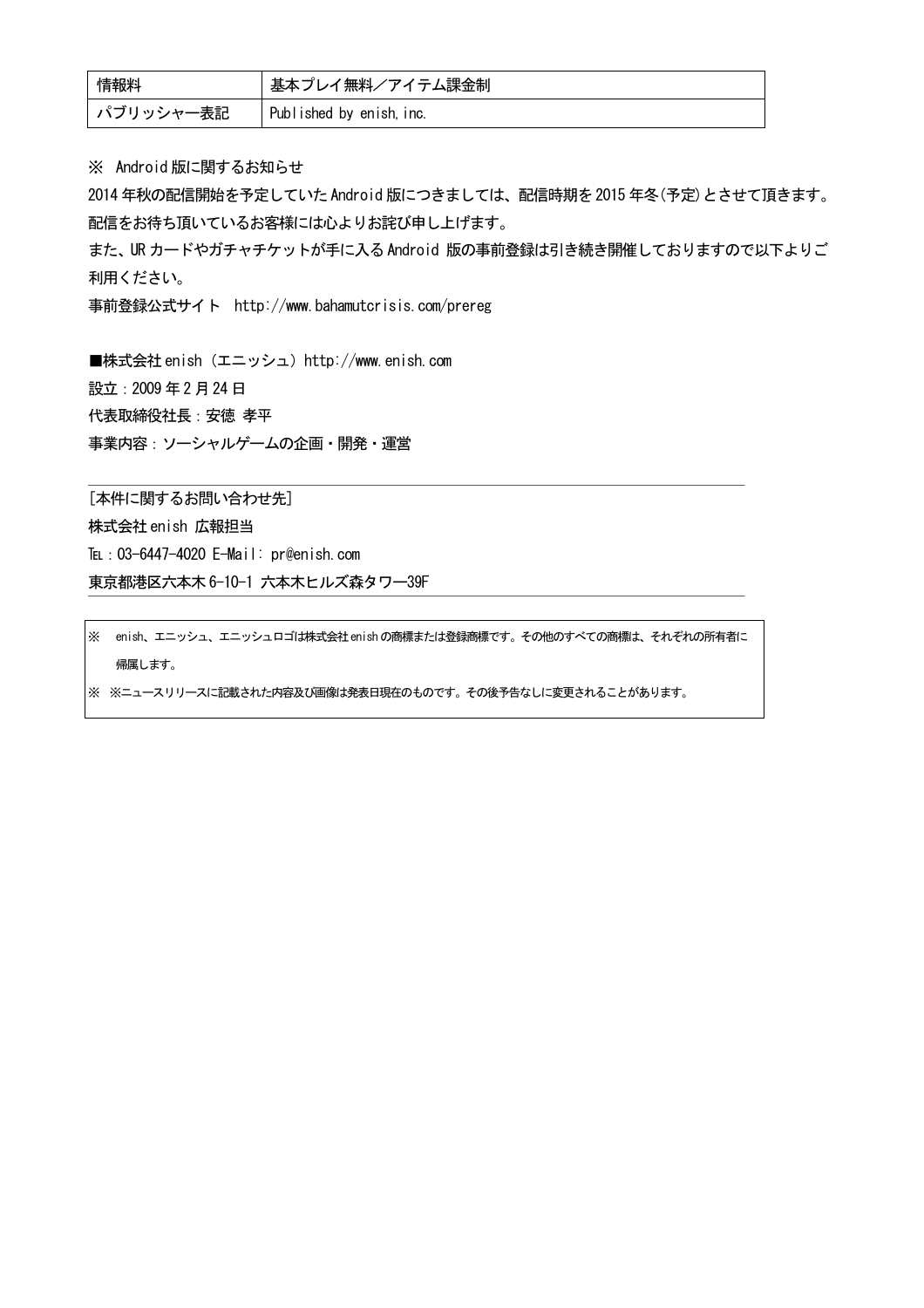| | |
|---|---|
| 情報料 | 基本プレイ無料／アイテム課金制 |
| パブリッシャー表記 | Published by enish, inc. |

※ Android 版に関するお知らせ

2014 年秋の配信開始を予定していた Android 版につきましては、配信時期を 2015 年冬(予定)とさせて頂きます。配信をお待ち頂いているお客様には心よりお詫び申し上げます。

また、UR カードやガチャチケットが手に入る Android 版の事前登録は引き続き開催しておりますので以下よりご利用ください。

事前登録公式サイト　http://www.bahamutcrisis.com/prereg

■株式会社 enish（エニッシュ）http://www.enish.com

設立：2009 年 2 月 24 日

代表取締役社長：安徳 孝平

事業内容：ソーシャルゲームの企画・開発・運営

---

[本件に関するお問い合わせ先]

株式会社 enish 広報担当

TEL：03-6447-4020 E-Mail: pr@enish.com

東京都港区六本木 6-10-1 六本木ヒルズ森タワー39F

---

※　enish、エニッシュ、エニッシュロゴは株式会社 enish の商標または登録商標です。その他のすべての商標は、それぞれの所有者に帰属します。

※　※ニュースリリースに記載された内容及び画像は発表日現在のものです。その後予告なしに変更されることがあります。